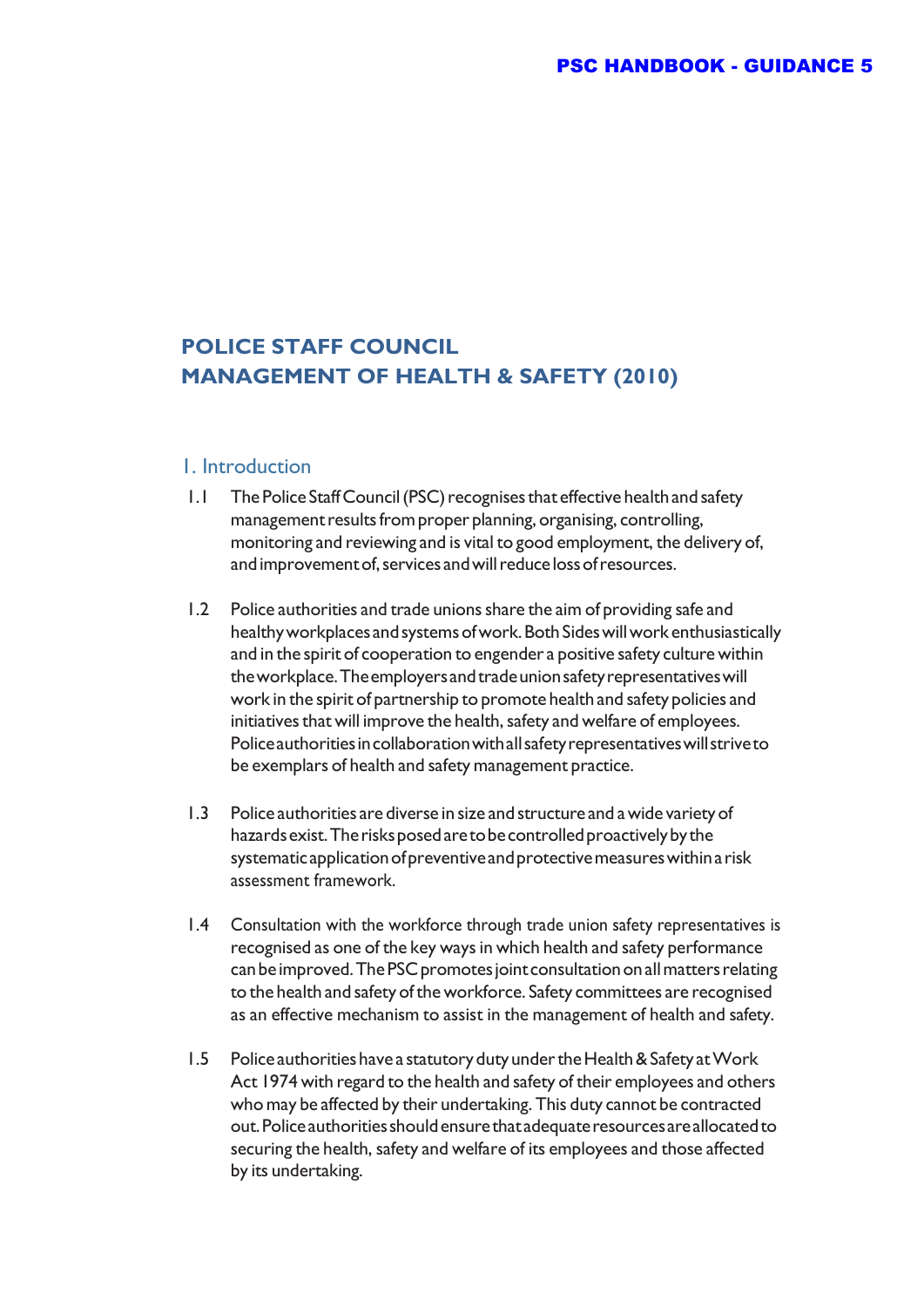# POLICE STAFF COUNCIL
# MANAGEMENT OF HEALTH & SAFETY (2010)

## 1. Introduction

1.1 The Police Staff Council (PSC) recognises that effective health and safety management results from proper planning, organising, controlling, monitoring and reviewing and is vital to good employment, the delivery of, and improvement of, services and will reduce loss of resources.

1.2 Police authorities and trade unions share the aim of providing safe and healthy workplaces and systems of work. Both Sides will work enthusiastically and in the spirit of cooperation to engender a positive safety culture within the workplace. The employers and trade union safety representatives will work in the spirit of partnership to promote health and safety policies and initiatives that will improve the health, safety and welfare of employees. Police authorities in collaboration with all safety representatives will strive to be exemplars of health and safety management practice.

1.3 Police authorities are diverse in size and structure and a wide variety of hazards exist. The risks posed are to be controlled proactively by the systematic application of preventive and protective measures within a risk assessment framework.

1.4 Consultation with the workforce through trade union safety representatives is recognised as one of the key ways in which health and safety performance can be improved. The PSC promotes joint consultation on all matters relating to the health and safety of the workforce. Safety committees are recognised as an effective mechanism to assist in the management of health and safety.

1.5 Police authorities have a statutory duty under the Health & Safety at Work Act 1974 with regard to the health and safety of their employees and others who may be affected by their undertaking. This duty cannot be contracted out. Police authorities should ensure that adequate resources are allocated to securing the health, safety and welfare of its employees and those affected by its undertaking.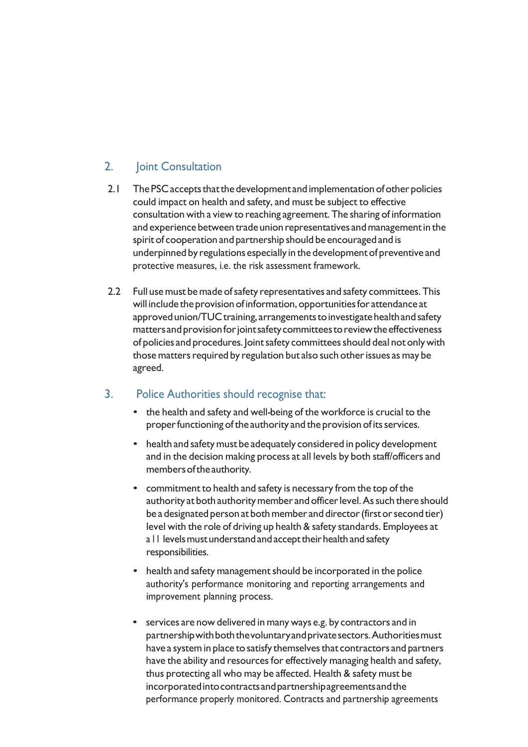## 2. Joint Consultation

2.1 The PSC accepts that the development and implementation of other policies could impact on health and safety, and must be subject to effective consultation with a view to reaching agreement. The sharing of information and experience between trade union representatives and management in the spirit of cooperation and partnership should be encouraged and is underpinned by regulations especially in the development of preventive and protective measures, i.e. the risk assessment framework.

2.2 Full use must be made of safety representatives and safety committees. This will include the provision of information, opportunities for attendance at approved union/TUC training, arrangements to investigate health and safety matters and provision for joint safety committees to review the effectiveness of policies and procedures. Joint safety committees should deal not only with those matters required by regulation but also such other issues as may be agreed.

## 3. Police Authorities should recognise that:

- the health and safety and well-being of the workforce is crucial to the proper functioning of the authority and the provision of its services.
- health and safety must be adequately considered in policy development and in the decision making process at all levels by both staff/officers and members of the authority.
- commitment to health and safety is necessary from the top of the authority at both authority member and officer level. As such there should be a designated person at both member and director (first or second tier) level with the role of driving up health & safety standards. Employees at all levels must understand and accept their health and safety responsibilities.
- health and safety management should be incorporated in the police authority's performance monitoring and reporting arrangements and improvement planning process.
- services are now delivered in many ways e.g. by contractors and in partnership with both the voluntary and private sectors. Authorities must have a system in place to satisfy themselves that contractors and partners have the ability and resources for effectively managing health and safety, thus protecting all who may be affected. Health & safety must be incorporated into contracts and partnership agreements and the performance properly monitored. Contracts and partnership agreements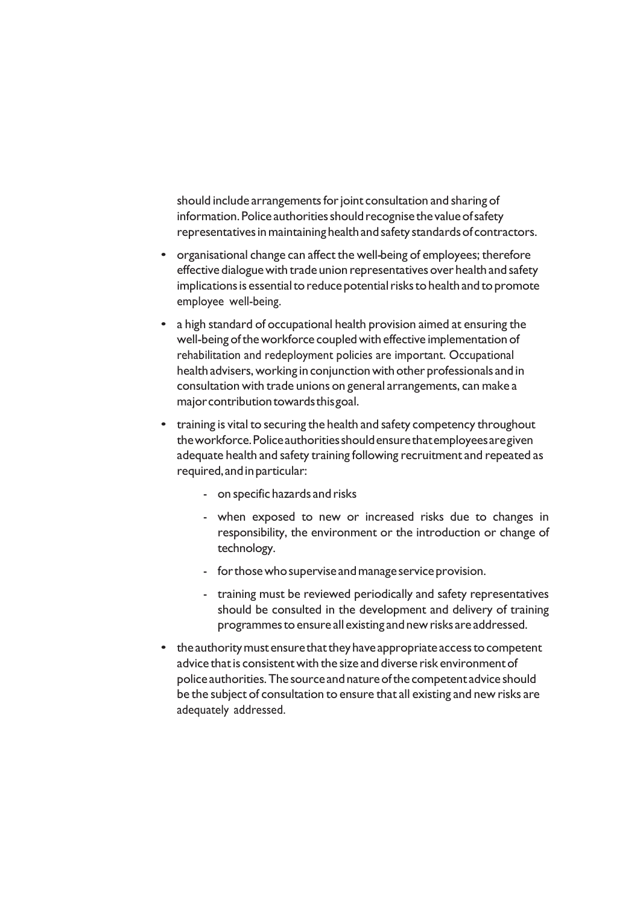should include arrangements for joint consultation and sharing of information. Police authorities should recognise the value of safety representatives in maintaining health and safety standards of contractors.

- organisational change can affect the well-being of employees; therefore effective dialogue with trade union representatives over health and safety implications is essential to reduce potential risks to health and to promote employee well-being.
- a high standard of occupational health provision aimed at ensuring the well-being of the workforce coupled with effective implementation of rehabilitation and redeployment policies are important. Occupational health advisers, working in conjunction with other professionals and in consultation with trade unions on general arrangements, can make a major contribution towards this goal.
- training is vital to securing the health and safety competency throughout the workforce. Police authorities should ensure that employees are given adequate health and safety training following recruitment and repeated as required, and in particular:
  - on specific hazards and risks
  - when exposed to new or increased risks due to changes in responsibility, the environment or the introduction or change of technology.
  - for those who supervise and manage service provision.
  - training must be reviewed periodically and safety representatives should be consulted in the development and delivery of training programmes to ensure all existing and new risks are addressed.
- the authority must ensure that they have appropriate access to competent advice that is consistent with the size and diverse risk environment of police authorities. The source and nature of the competent advice should be the subject of consultation to ensure that all existing and new risks are adequately addressed.